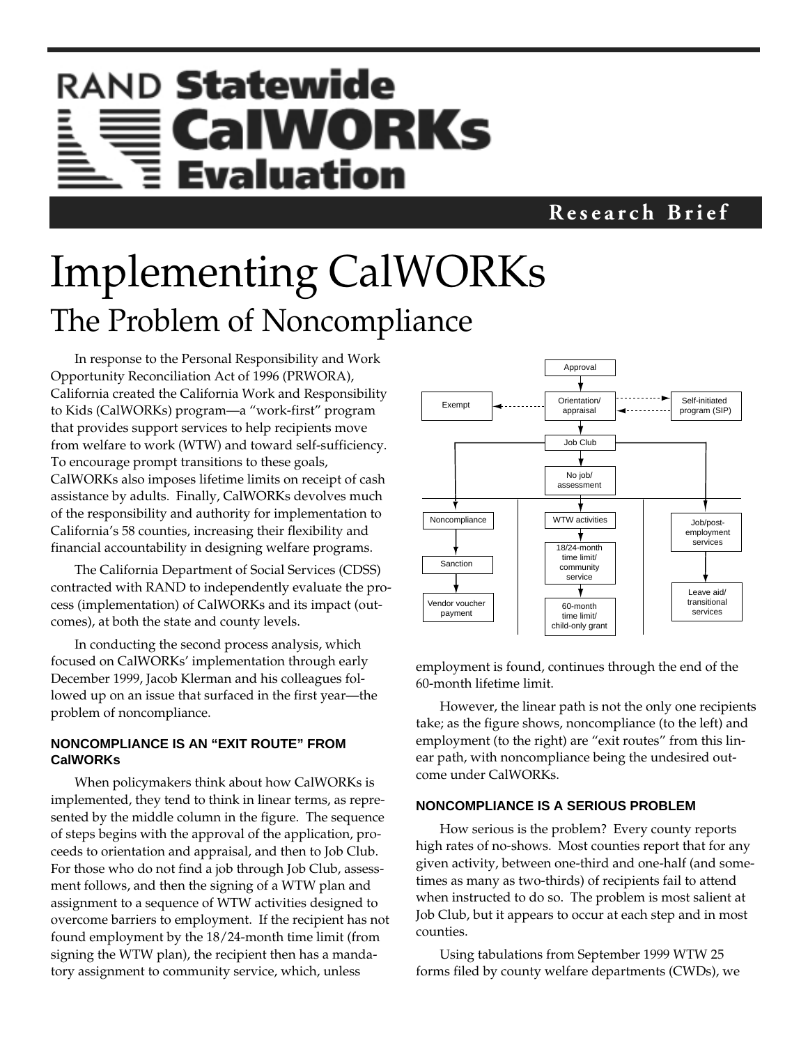# RAND Statewide CalWORKs Evaluation

**Research Brief**

# Implementing CalWORKs

## The Problem of Noncompliance

In response to the Personal Responsibility and Work Opportunity Reconciliation Act of 1996 (PRWORA), California created the California Work and Responsibility to Kids (CalWORKs) program—a "work-first" program that provides support services to help recipients move from welfare to work (WTW) and toward self-sufficiency. To encourage prompt transitions to these goals, CalWORKs also imposes lifetime limits on receipt of cash assistance by adults. Finally, CalWORKs devolves much of the responsibility and authority for implementation to California's 58 counties, increasing their flexibility and financial accountability in designing welfare programs.

The California Department of Social Services (CDSS) contracted with RAND to independently evaluate the process (implementation) of CalWORKs and its impact (outcomes), at both the state and county levels.

In conducting the second process analysis, which focused on CalWORKs' implementation through early December 1999, Jacob Klerman and his colleagues followed up on an issue that surfaced in the first year—the problem of noncompliance.

### NONCOMPLIANCE IS AN "EXIT ROUTE" FROM CalWORKs

When policymakers think about how CalWORKs is implemented, they tend to think in linear terms, as represented by the middle column in the figure. The sequence of steps begins with the approval of the application, proceeds to orientation and appraisal, and then to Job Club. For those who do not find a job through Job Club, assessment follows, and then the signing of a WTW plan and assignment to a sequence of WTW activities designed to overcome barriers to employment. If the recipient has not found employment by the 18/24-month time limit (from signing the WTW plan), the recipient then has a mandatory assignment to community service, which, unless employment is found, continues through the end of the 60-month lifetime limit.

However, the linear path is not the only one recipients take; as the figure shows, noncompliance (to the left) and employment (to the right) are "exit routes" from this linear path, with noncompliance being the undesired outcome under CalWORKs.

### NONCOMPLIANCE IS A SERIOUS PROBLEM

How serious is the problem? Every county reports high rates of no-shows. Most counties report that for any given activity, between one-third and one-half (and sometimes as many as two-thirds) of recipients fail to attend when instructed to do so. The problem is most salient at Job Club, but it appears to occur at each step and in most counties.

Using tabulations from September 1999 WTW 25 forms filed by county welfare departments (CWDs), we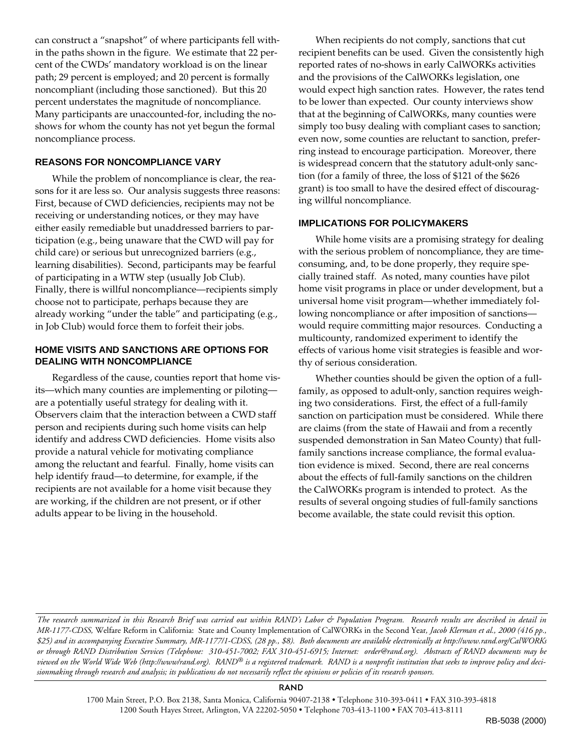can construct a "snapshot" of where participants fell within the paths shown in the figure. We estimate that 22 percent of the CWDs' mandatory workload is on the linear path; 29 percent is employed; and 20 percent is formally noncompliant (including those sanctioned). But this 20 percent understates the magnitude of noncompliance. Many participants are unaccounted-for, including the no-shows for whom the county has not yet begun the formal noncompliance process.

## REASONS FOR NONCOMPLIANCE VARY

While the problem of noncompliance is clear, the reasons for it are less so. Our analysis suggests three reasons: First, because of CWD deficiencies, recipients may not be receiving or understanding notices, or they may have either easily remediable but unaddressed barriers to participation (e.g., being unaware that the CWD will pay for child care) or serious but unrecognized barriers (e.g., learning disabilities). Second, participants may be fearful of participating in a WTW step (usually Job Club). Finally, there is willful noncompliance—recipients simply choose not to participate, perhaps because they are already working "under the table" and participating (e.g., in Job Club) would force them to forfeit their jobs.

## HOME VISITS AND SANCTIONS ARE OPTIONS FOR DEALING WITH NONCOMPLIANCE

Regardless of the cause, counties report that home visits—which many counties are implementing or piloting—are a potentially useful strategy for dealing with it. Observers claim that the interaction between a CWD staff person and recipients during such home visits can help identify and address CWD deficiencies. Home visits also provide a natural vehicle for motivating compliance among the reluctant and fearful. Finally, home visits can help identify fraud—to determine, for example, if the recipients are not available for a home visit because they are working, if the children are not present, or if other adults appear to be living in the household.

When recipients do not comply, sanctions that cut recipient benefits can be used. Given the consistently high reported rates of no-shows in early CalWORKs activities and the provisions of the CalWORKs legislation, one would expect high sanction rates. However, the rates tend to be lower than expected. Our county interviews show that at the beginning of CalWORKs, many counties were simply too busy dealing with compliant cases to sanction; even now, some counties are reluctant to sanction, preferring instead to encourage participation. Moreover, there is widespread concern that the statutory adult-only sanction (for a family of three, the loss of $121 of the $626 grant) is too small to have the desired effect of discouraging willful noncompliance.

## IMPLICATIONS FOR POLICYMAKERS

While home visits are a promising strategy for dealing with the serious problem of noncompliance, they are time-consuming, and, to be done properly, they require specially trained staff. As noted, many counties have pilot home visit programs in place or under development, but a universal home visit program—whether immediately following noncompliance or after imposition of sanctions—would require committing major resources. Conducting a multicounty, randomized experiment to identify the effects of various home visit strategies is feasible and worthy of serious consideration.

Whether counties should be given the option of a full-family, as opposed to adult-only, sanction requires weighing two considerations. First, the effect of a full-family sanction on participation must be considered. While there are claims (from the state of Hawaii and from a recently suspended demonstration in San Mateo County) that full-family sanctions increase compliance, the formal evaluation evidence is mixed. Second, there are real concerns about the effects of full-family sanctions on the children the CalWORKs program is intended to protect. As the results of several ongoing studies of full-family sanctions become available, the state could revisit this option.

---

*The research summarized in this Research Brief was carried out within RAND's Labor & Population Program. Research results are described in detail in MR-1177-CDSS,* Welfare Reform in California: State and County Implementation of CalWORKs in the Second Year*, Jacob Klerman et al., 2000 (416 pp., $25) and its accompanying Executive Summary, MR-1177/1-CDSS, (28 pp., $8). Both documents are available electronically at http://www.rand.org/CalWORKs or through RAND Distribution Services (Telephone: 310-451-7002; FAX 310-451-6915; Internet: order@rand.org). Abstracts of RAND documents may be viewed on the World Wide Web (http://www.rand.org). RAND® is a registered trademark. RAND is a nonprofit institution that seeks to improve policy and decisionmaking through research and analysis; its publications do not necessarily reflect the opinions or policies of its research sponsors.*

**RAND**

1700 Main Street, P.O. Box 2138, Santa Monica, California 90407-2138 • Telephone 310-393-0411 • FAX 310-393-4818
1200 South Hayes Street, Arlington, VA 22202-5050 • Telephone 703-413-1100 • FAX 703-413-8111

RB-5038 (2000)